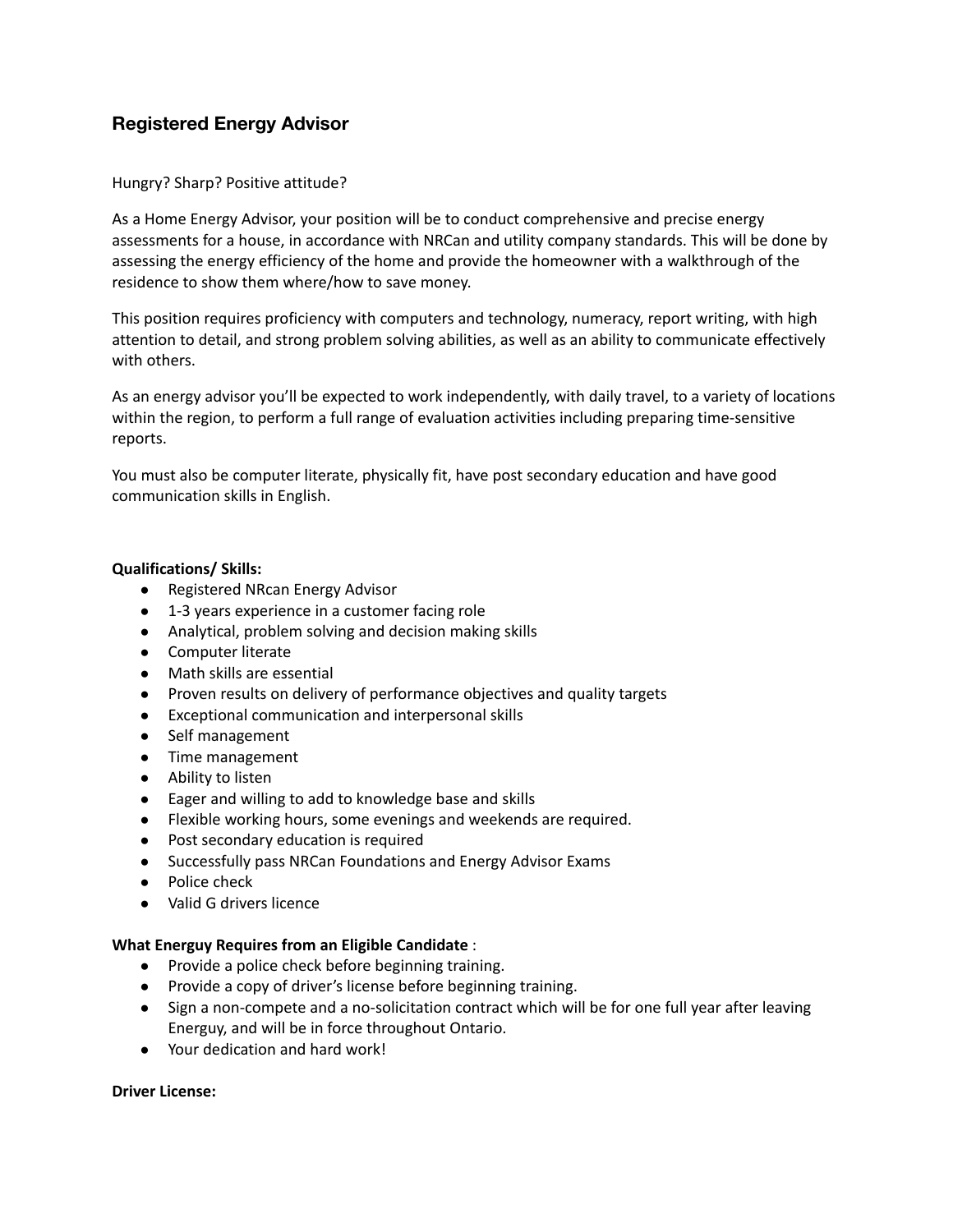## Registered Energy Advisor

Hungry? Sharp? Positive attitude?

As a Home Energy Advisor, your position will be to conduct comprehensive and precise energy assessments for a house, in accordance with NRCan and utility company standards. This will be done by assessing the energy efficiency of the home and provide the homeowner with a walkthrough of the residence to show them where/how to save money.

This position requires proficiency with computers and technology, numeracy, report writing, with high attention to detail, and strong problem solving abilities, as well as an ability to communicate effectively with others.

As an energy advisor you'll be expected to work independently, with daily travel, to a variety of locations within the region, to perform a full range of evaluation activities including preparing time-sensitive reports.

You must also be computer literate, physically fit, have post secondary education and have good communication skills in English.

**Qualifications/ Skills:**

- Registered NRcan Energy Advisor
- 1-3 years experience in a customer facing role
- Analytical, problem solving and decision making skills
- Computer literate
- Math skills are essential
- Proven results on delivery of performance objectives and quality targets
- Exceptional communication and interpersonal skills
- Self management
- Time management
- Ability to listen
- Eager and willing to add to knowledge base and skills
- Flexible working hours, some evenings and weekends are required.
- Post secondary education is required
- Successfully pass NRCan Foundations and Energy Advisor Exams
- Police check
- Valid G drivers licence

**What Energuy Requires from an Eligible Candidate** :

- Provide a police check before beginning training.
- Provide a copy of driver's license before beginning training.
- Sign a non-compete and a no-solicitation contract which will be for one full year after leaving Energuy, and will be in force throughout Ontario.
- Your dedication and hard work!

**Driver License:**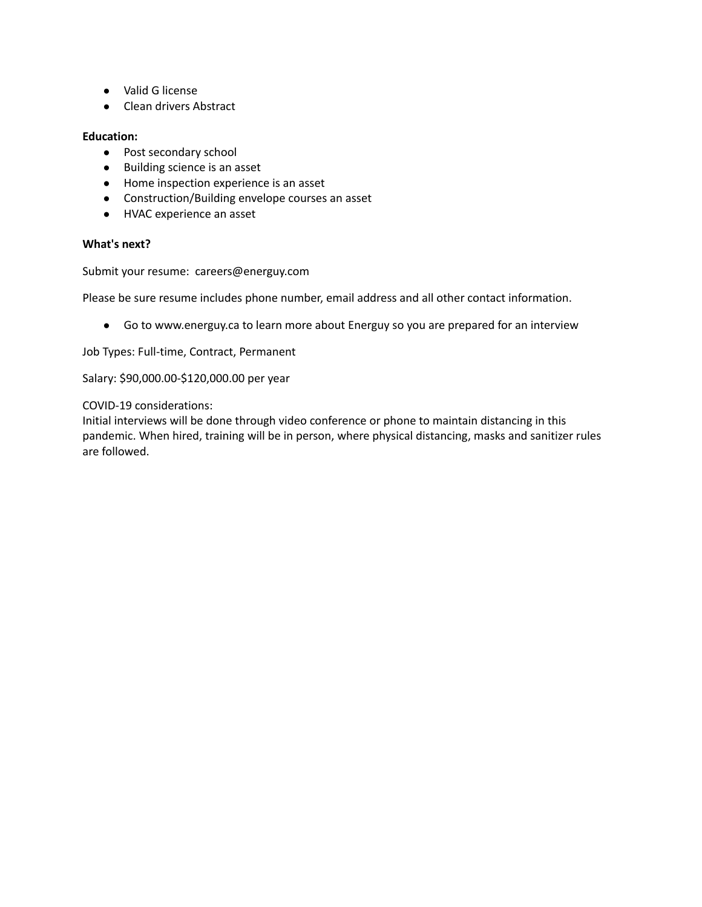- Valid G license
- Clean drivers Abstract

**Education:**

- Post secondary school
- Building science is an asset
- Home inspection experience is an asset
- Construction/Building envelope courses an asset
- HVAC experience an asset

**What's next?**

Submit your resume: careers@energuy.com

Please be sure resume includes phone number, email address and all other contact information.

- Go to www.energuy.ca to learn more about Energuy so you are prepared for an interview

Job Types: Full-time, Contract, Permanent

Salary: $90,000.00-$120,000.00 per year

COVID-19 considerations:
Initial interviews will be done through video conference or phone to maintain distancing in this pandemic. When hired, training will be in person, where physical distancing, masks and sanitizer rules are followed.